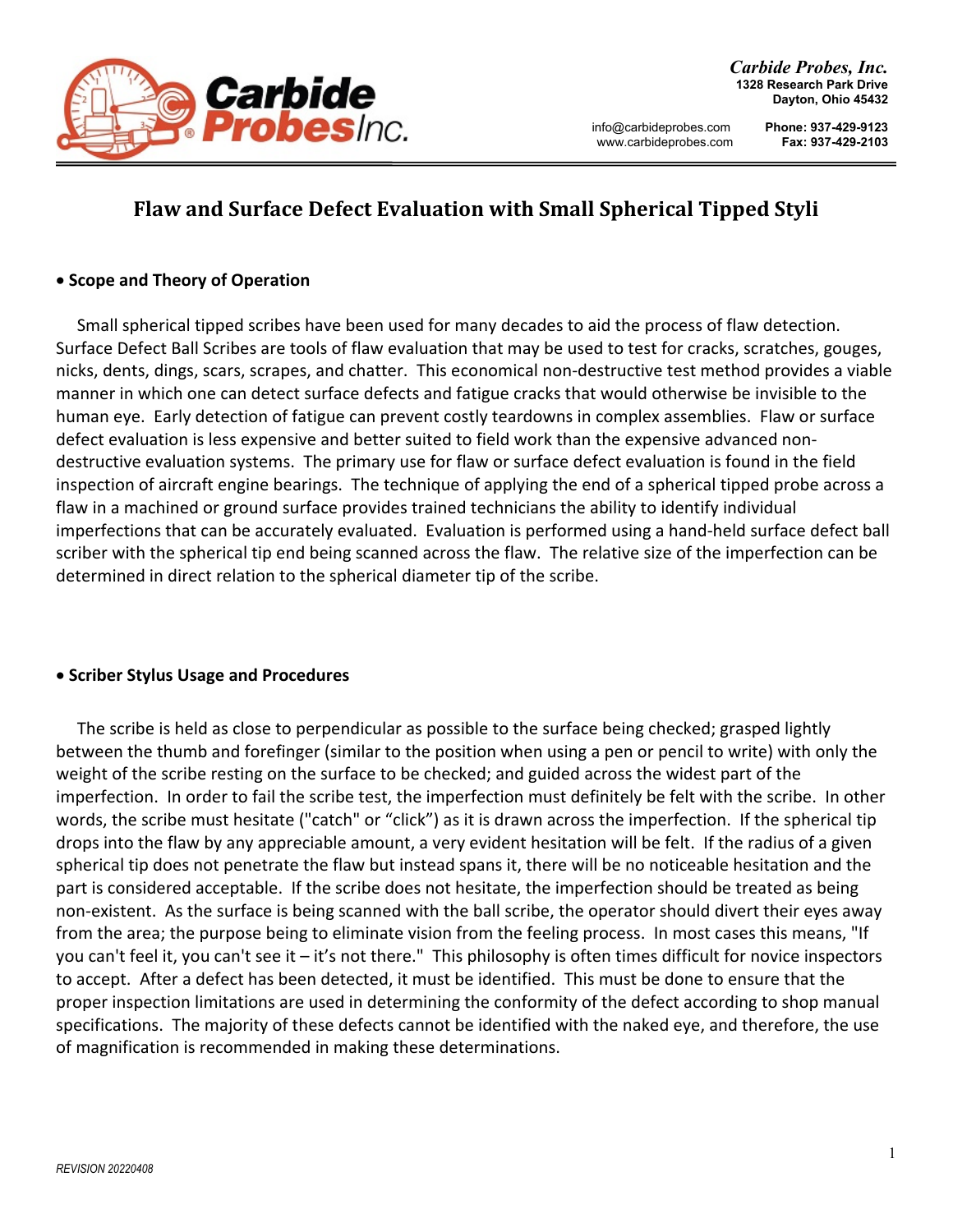Carbide Probes, Inc.
1328 Research Park Drive
Dayton, Ohio 45432

info@carbideprobes.com
www.carbideprobes.com

Phone: 937-429-9123
Fax: 937-429-2103

# Flaw and Surface Defect Evaluation with Small Spherical Tipped Styli

## • Scope and Theory of Operation

Small spherical tipped scribes have been used for many decades to aid the process of flaw detection. Surface Defect Ball Scribes are tools of flaw evaluation that may be used to test for cracks, scratches, gouges, nicks, dents, dings, scars, scrapes, and chatter. This economical non-destructive test method provides a viable manner in which one can detect surface defects and fatigue cracks that would otherwise be invisible to the human eye. Early detection of fatigue can prevent costly teardowns in complex assemblies. Flaw or surface defect evaluation is less expensive and better suited to field work than the expensive advanced non-destructive evaluation systems. The primary use for flaw or surface defect evaluation is found in the field inspection of aircraft engine bearings. The technique of applying the end of a spherical tipped probe across a flaw in a machined or ground surface provides trained technicians the ability to identify individual imperfections that can be accurately evaluated. Evaluation is performed using a hand-held surface defect ball scriber with the spherical tip end being scanned across the flaw. The relative size of the imperfection can be determined in direct relation to the spherical diameter tip of the scribe.

## • Scriber Stylus Usage and Procedures

The scribe is held as close to perpendicular as possible to the surface being checked; grasped lightly between the thumb and forefinger (similar to the position when using a pen or pencil to write) with only the weight of the scribe resting on the surface to be checked; and guided across the widest part of the imperfection. In order to fail the scribe test, the imperfection must definitely be felt with the scribe. In other words, the scribe must hesitate ("catch" or "click") as it is drawn across the imperfection. If the spherical tip drops into the flaw by any appreciable amount, a very evident hesitation will be felt. If the radius of a given spherical tip does not penetrate the flaw but instead spans it, there will be no noticeable hesitation and the part is considered acceptable. If the scribe does not hesitate, the imperfection should be treated as being non-existent. As the surface is being scanned with the ball scribe, the operator should divert their eyes away from the area; the purpose being to eliminate vision from the feeling process. In most cases this means, "If you can't feel it, you can't see it – it's not there." This philosophy is often times difficult for novice inspectors to accept. After a defect has been detected, it must be identified. This must be done to ensure that the proper inspection limitations are used in determining the conformity of the defect according to shop manual specifications. The majority of these defects cannot be identified with the naked eye, and therefore, the use of magnification is recommended in making these determinations.

*REVISION 20220408*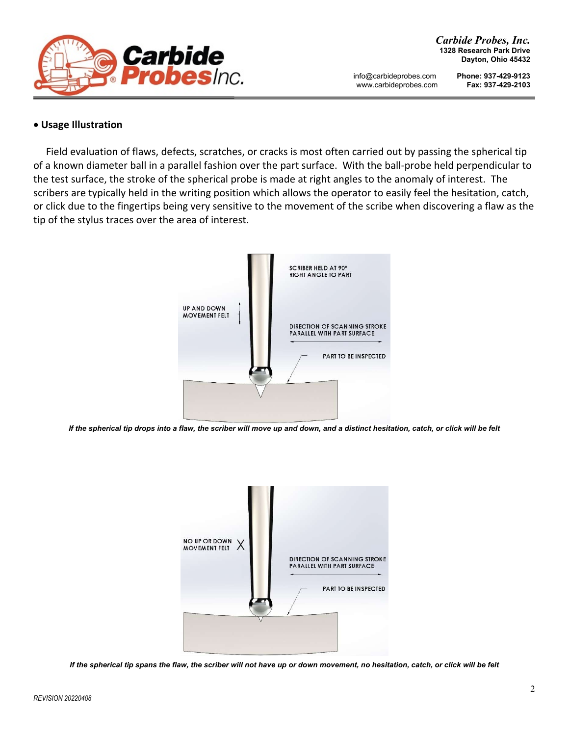- **Usage Illustration**

Field evaluation of flaws, defects, scratches, or cracks is most often carried out by passing the spherical tip of a known diameter ball in a parallel fashion over the part surface. With the ball-probe held perpendicular to the test surface, the stroke of the spherical probe is made at right angles to the anomaly of interest. The scribers are typically held in the writing position which allows the operator to easily feel the hesitation, catch, or click due to the fingertips being very sensitive to the movement of the scribe when discovering a flaw as the tip of the stylus traces over the area of interest.

SCRIBER HELD AT 90° RIGHT ANGLE TO PART

UP AND DOWN MOVEMENT FELT

DIRECTION OF SCANNING STROKE PARALLEL WITH PART SURFACE

PART TO BE INSPECTED

***If the spherical tip drops into a flaw, the scriber will move up and down, and a distinct hesitation, catch, or click will be felt***

NO UP OR DOWN MOVEMENT FELT X

DIRECTION OF SCANNING STROKE PARALLEL WITH PART SURFACE

PART TO BE INSPECTED

***If the spherical tip spans the flaw, the scriber will not have up or down movement, no hesitation, catch, or click will be felt***

*REVISION 20220408*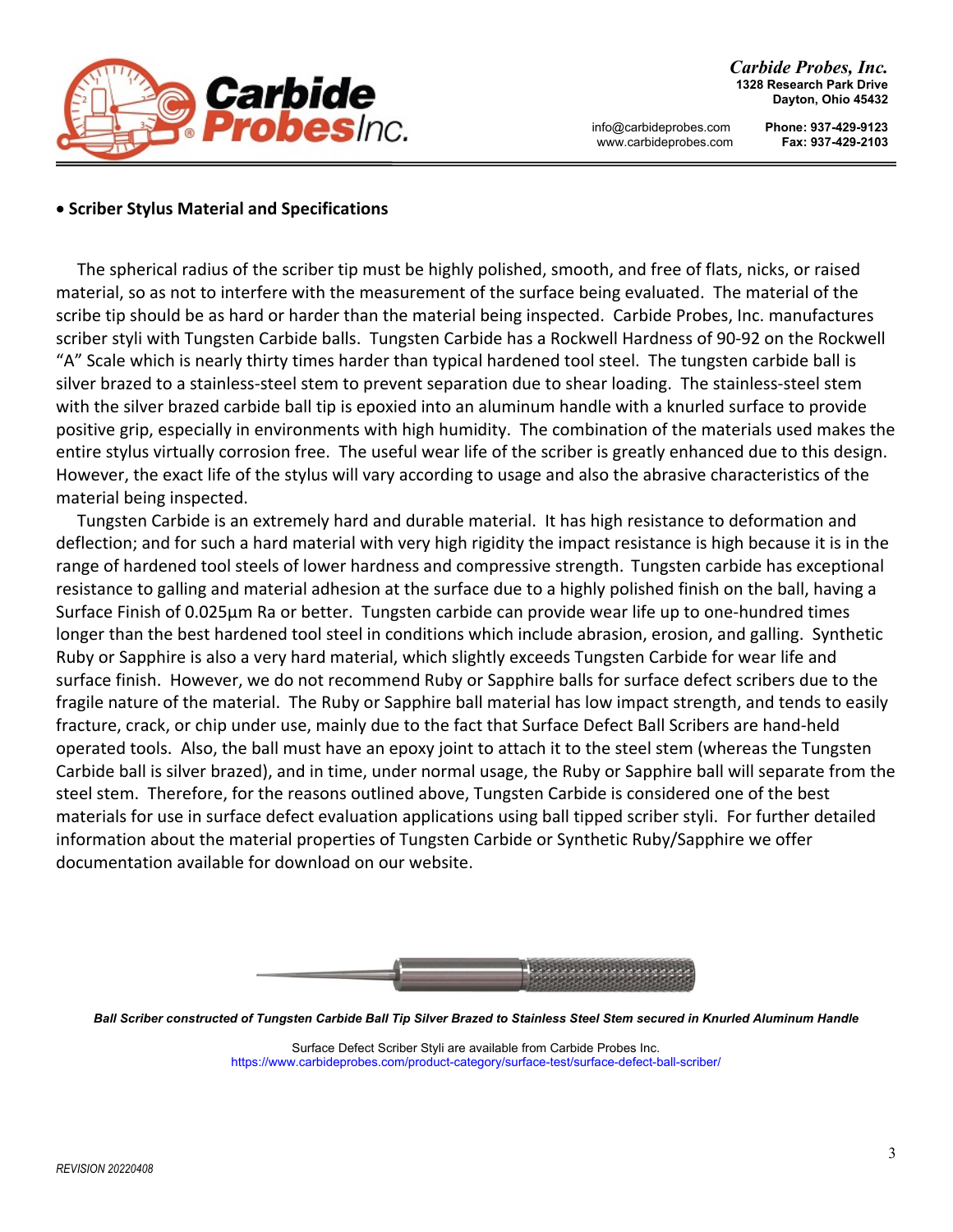**Carbide Probes, Inc.**
1328 Research Park Drive
Dayton, Ohio 45432

info@carbideprobes.com
www.carbideprobes.com

Phone: 937-429-9123
Fax: 937-429-2103

- **Scriber Stylus Material and Specifications**

The spherical radius of the scriber tip must be highly polished, smooth, and free of flats, nicks, or raised material, so as not to interfere with the measurement of the surface being evaluated. The material of the scribe tip should be as hard or harder than the material being inspected. Carbide Probes, Inc. manufactures scriber styli with Tungsten Carbide balls. Tungsten Carbide has a Rockwell Hardness of 90-92 on the Rockwell "A" Scale which is nearly thirty times harder than typical hardened tool steel. The tungsten carbide ball is silver brazed to a stainless-steel stem to prevent separation due to shear loading. The stainless-steel stem with the silver brazed carbide ball tip is epoxied into an aluminum handle with a knurled surface to provide positive grip, especially in environments with high humidity. The combination of the materials used makes the entire stylus virtually corrosion free. The useful wear life of the scriber is greatly enhanced due to this design. However, the exact life of the stylus will vary according to usage and also the abrasive characteristics of the material being inspected.

Tungsten Carbide is an extremely hard and durable material. It has high resistance to deformation and deflection; and for such a hard material with very high rigidity the impact resistance is high because it is in the range of hardened tool steels of lower hardness and compressive strength. Tungsten carbide has exceptional resistance to galling and material adhesion at the surface due to a highly polished finish on the ball, having a Surface Finish of 0.025µm Ra or better. Tungsten carbide can provide wear life up to one-hundred times longer than the best hardened tool steel in conditions which include abrasion, erosion, and galling. Synthetic Ruby or Sapphire is also a very hard material, which slightly exceeds Tungsten Carbide for wear life and surface finish. However, we do not recommend Ruby or Sapphire balls for surface defect scribers due to the fragile nature of the material. The Ruby or Sapphire ball material has low impact strength, and tends to easily fracture, crack, or chip under use, mainly due to the fact that Surface Defect Ball Scribers are hand-held operated tools. Also, the ball must have an epoxy joint to attach it to the steel stem (whereas the Tungsten Carbide ball is silver brazed), and in time, under normal usage, the Ruby or Sapphire ball will separate from the steel stem. Therefore, for the reasons outlined above, Tungsten Carbide is considered one of the best materials for use in surface defect evaluation applications using ball tipped scriber styli. For further detailed information about the material properties of Tungsten Carbide or Synthetic Ruby/Sapphire we offer documentation available for download on our website.

***Ball Scriber constructed of Tungsten Carbide Ball Tip Silver Brazed to Stainless Steel Stem secured in Knurled Aluminum Handle***

Surface Defect Scriber Styli are available from Carbide Probes Inc.
https://www.carbideprobes.com/product-category/surface-test/surface-defect-ball-scriber/

*REVISION 20220408*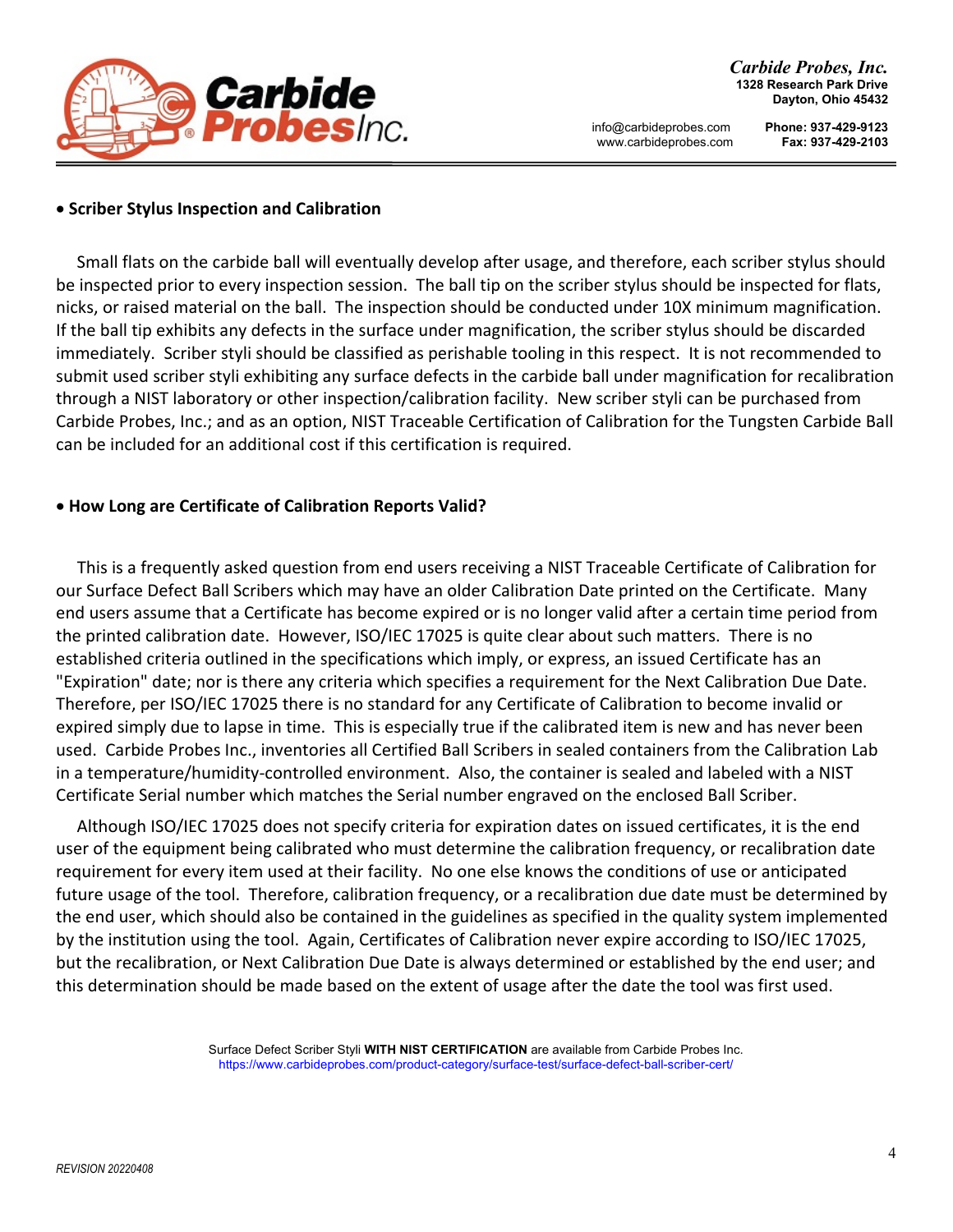- **Scriber Stylus Inspection and Calibration**

Small flats on the carbide ball will eventually develop after usage, and therefore, each scriber stylus should be inspected prior to every inspection session. The ball tip on the scriber stylus should be inspected for flats, nicks, or raised material on the ball. The inspection should be conducted under 10X minimum magnification. If the ball tip exhibits any defects in the surface under magnification, the scriber stylus should be discarded immediately. Scriber styli should be classified as perishable tooling in this respect. It is not recommended to submit used scriber styli exhibiting any surface defects in the carbide ball under magnification for recalibration through a NIST laboratory or other inspection/calibration facility. New scriber styli can be purchased from Carbide Probes, Inc.; and as an option, NIST Traceable Certification of Calibration for the Tungsten Carbide Ball can be included for an additional cost if this certification is required.

- **How Long are Certificate of Calibration Reports Valid?**

This is a frequently asked question from end users receiving a NIST Traceable Certificate of Calibration for our Surface Defect Ball Scribers which may have an older Calibration Date printed on the Certificate. Many end users assume that a Certificate has become expired or is no longer valid after a certain time period from the printed calibration date. However, ISO/IEC 17025 is quite clear about such matters. There is no established criteria outlined in the specifications which imply, or express, an issued Certificate has an "Expiration" date; nor is there any criteria which specifies a requirement for the Next Calibration Due Date. Therefore, per ISO/IEC 17025 there is no standard for any Certificate of Calibration to become invalid or expired simply due to lapse in time. This is especially true if the calibrated item is new and has never been used. Carbide Probes Inc., inventories all Certified Ball Scribers in sealed containers from the Calibration Lab in a temperature/humidity-controlled environment. Also, the container is sealed and labeled with a NIST Certificate Serial number which matches the Serial number engraved on the enclosed Ball Scriber.

Although ISO/IEC 17025 does not specify criteria for expiration dates on issued certificates, it is the end user of the equipment being calibrated who must determine the calibration frequency, or recalibration date requirement for every item used at their facility. No one else knows the conditions of use or anticipated future usage of the tool. Therefore, calibration frequency, or a recalibration due date must be determined by the end user, which should also be contained in the guidelines as specified in the quality system implemented by the institution using the tool. Again, Certificates of Calibration never expire according to ISO/IEC 17025, but the recalibration, or Next Calibration Due Date is always determined or established by the end user; and this determination should be made based on the extent of usage after the date the tool was first used.

Surface Defect Scriber Styli **WITH NIST CERTIFICATION** are available from Carbide Probes Inc.
https://www.carbideprobes.com/product-category/surface-test/surface-defect-ball-scriber-cert/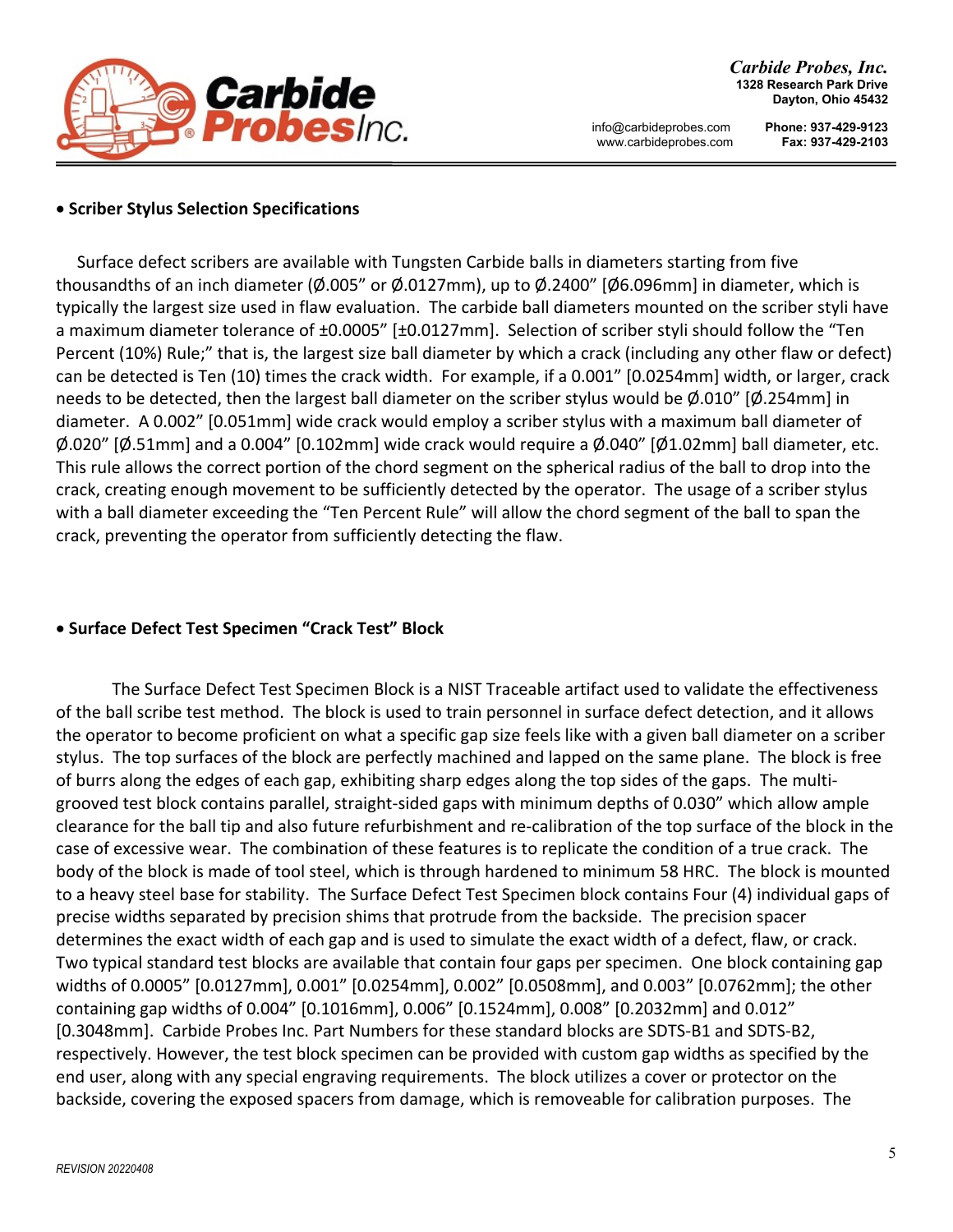- **Scriber Stylus Selection Specifications**

Surface defect scribers are available with Tungsten Carbide balls in diameters starting from five thousandths of an inch diameter (Ø.005" or Ø.0127mm), up to Ø.2400" [Ø6.096mm] in diameter, which is typically the largest size used in flaw evaluation. The carbide ball diameters mounted on the scriber styli have a maximum diameter tolerance of ±0.0005" [±0.0127mm]. Selection of scriber styli should follow the "Ten Percent (10%) Rule;" that is, the largest size ball diameter by which a crack (including any other flaw or defect) can be detected is Ten (10) times the crack width. For example, if a 0.001" [0.0254mm] width, or larger, crack needs to be detected, then the largest ball diameter on the scriber stylus would be Ø.010" [Ø.254mm] in diameter. A 0.002" [0.051mm] wide crack would employ a scriber stylus with a maximum ball diameter of Ø.020" [Ø.51mm] and a 0.004" [0.102mm] wide crack would require a Ø.040" [Ø1.02mm] ball diameter, etc. This rule allows the correct portion of the chord segment on the spherical radius of the ball to drop into the crack, creating enough movement to be sufficiently detected by the operator. The usage of a scriber stylus with a ball diameter exceeding the "Ten Percent Rule" will allow the chord segment of the ball to span the crack, preventing the operator from sufficiently detecting the flaw.

- **Surface Defect Test Specimen "Crack Test" Block**

The Surface Defect Test Specimen Block is a NIST Traceable artifact used to validate the effectiveness of the ball scribe test method. The block is used to train personnel in surface defect detection, and it allows the operator to become proficient on what a specific gap size feels like with a given ball diameter on a scriber stylus. The top surfaces of the block are perfectly machined and lapped on the same plane. The block is free of burrs along the edges of each gap, exhibiting sharp edges along the top sides of the gaps. The multi-grooved test block contains parallel, straight-sided gaps with minimum depths of 0.030" which allow ample clearance for the ball tip and also future refurbishment and re-calibration of the top surface of the block in the case of excessive wear. The combination of these features is to replicate the condition of a true crack. The body of the block is made of tool steel, which is through hardened to minimum 58 HRC. The block is mounted to a heavy steel base for stability. The Surface Defect Test Specimen block contains Four (4) individual gaps of precise widths separated by precision shims that protrude from the backside. The precision spacer determines the exact width of each gap and is used to simulate the exact width of a defect, flaw, or crack. Two typical standard test blocks are available that contain four gaps per specimen. One block containing gap widths of 0.0005" [0.0127mm], 0.001" [0.0254mm], 0.002" [0.0508mm], and 0.003" [0.0762mm]; the other containing gap widths of 0.004" [0.1016mm], 0.006" [0.1524mm], 0.008" [0.2032mm] and 0.012" [0.3048mm]. Carbide Probes Inc. Part Numbers for these standard blocks are SDTS-B1 and SDTS-B2, respectively. However, the test block specimen can be provided with custom gap widths as specified by the end user, along with any special engraving requirements. The block utilizes a cover or protector on the backside, covering the exposed spacers from damage, which is removeable for calibration purposes. The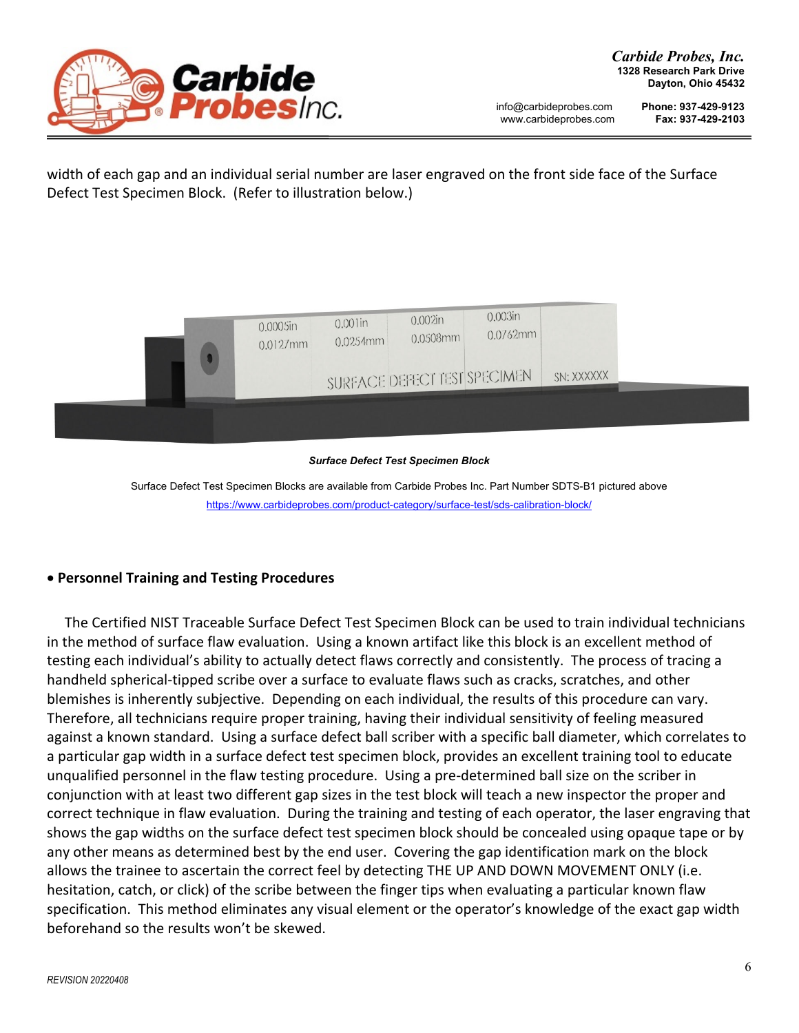width of each gap and an individual serial number are laser engraved on the front side face of the Surface Defect Test Specimen Block. (Refer to illustration below.)

***Surface Defect Test Specimen Block***

Surface Defect Test Specimen Blocks are available from Carbide Probes Inc. Part Number SDTS-B1 pictured above
https://www.carbideprobes.com/product-category/surface-test/sds-calibration-block/

- **Personnel Training and Testing Procedures**

The Certified NIST Traceable Surface Defect Test Specimen Block can be used to train individual technicians in the method of surface flaw evaluation. Using a known artifact like this block is an excellent method of testing each individual's ability to actually detect flaws correctly and consistently. The process of tracing a handheld spherical-tipped scribe over a surface to evaluate flaws such as cracks, scratches, and other blemishes is inherently subjective. Depending on each individual, the results of this procedure can vary. Therefore, all technicians require proper training, having their individual sensitivity of feeling measured against a known standard. Using a surface defect ball scriber with a specific ball diameter, which correlates to a particular gap width in a surface defect test specimen block, provides an excellent training tool to educate unqualified personnel in the flaw testing procedure. Using a pre-determined ball size on the scriber in conjunction with at least two different gap sizes in the test block will teach a new inspector the proper and correct technique in flaw evaluation. During the training and testing of each operator, the laser engraving that shows the gap widths on the surface defect test specimen block should be concealed using opaque tape or by any other means as determined best by the end user. Covering the gap identification mark on the block allows the trainee to ascertain the correct feel by detecting THE UP AND DOWN MOVEMENT ONLY (i.e. hesitation, catch, or click) of the scribe between the finger tips when evaluating a particular known flaw specification. This method eliminates any visual element or the operator's knowledge of the exact gap width beforehand so the results won't be skewed.

*REVISION 20220408*